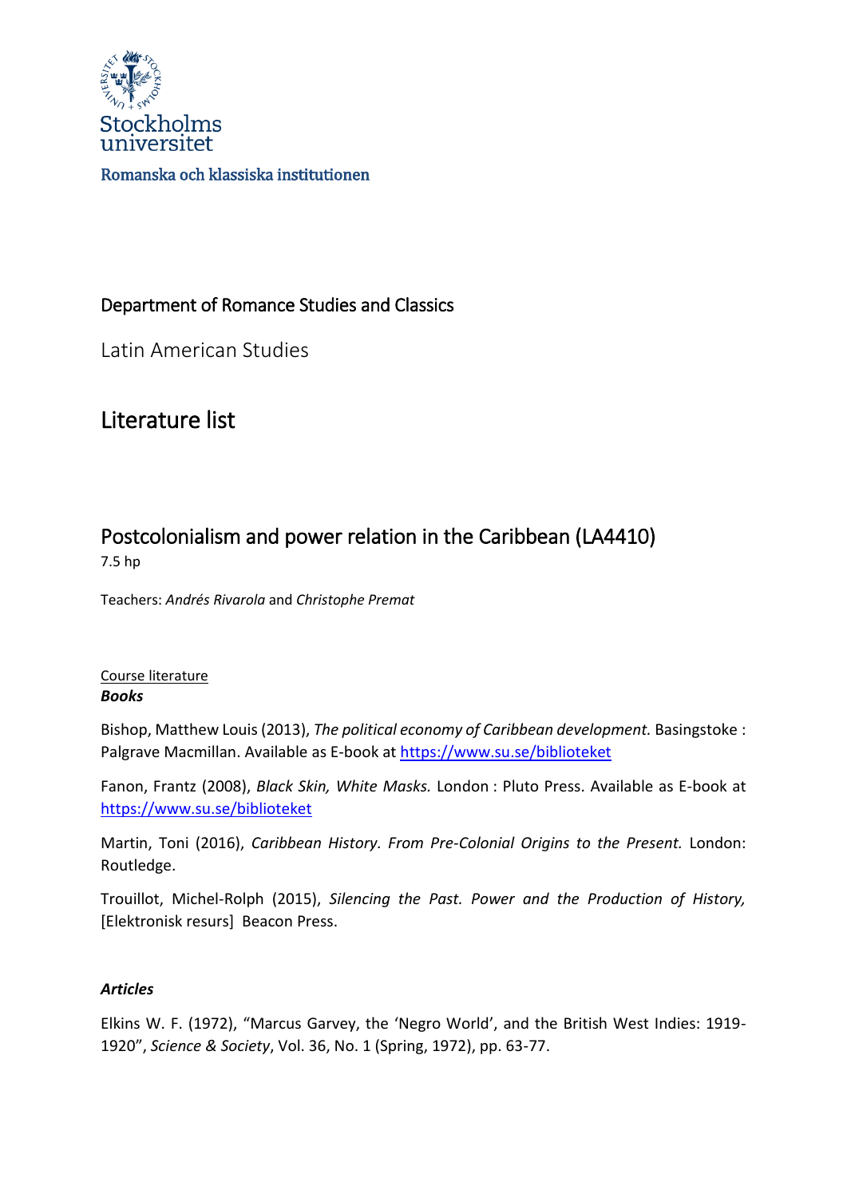Stockholms universitet

Romanska och klassiska institutionen

## Department of Romance Studies and Classics

Latin American Studies

# Literature list

## Postcolonialism and power relation in the Caribbean (LA4410)

7.5 hp

Teachers: *Andrés Rivarola* and *Christophe Premat*

Course literature

***Books***

Bishop, Matthew Louis (2013), *The political economy of Caribbean development.* Basingstoke : Palgrave Macmillan. Available as E-book at https://www.su.se/biblioteket

Fanon, Frantz (2008), *Black Skin, White Masks.* London : Pluto Press. Available as E-book at https://www.su.se/biblioteket

Martin, Toni (2016), *Caribbean History. From Pre-Colonial Origins to the Present.* London: Routledge.

Trouillot, Michel-Rolph (2015), *Silencing the Past. Power and the Production of History,* [Elektronisk resurs] Beacon Press.

***Articles***

Elkins W. F. (1972), "Marcus Garvey, the 'Negro World', and the British West Indies: 1919-1920", *Science & Society*, Vol. 36, No. 1 (Spring, 1972), pp. 63-77.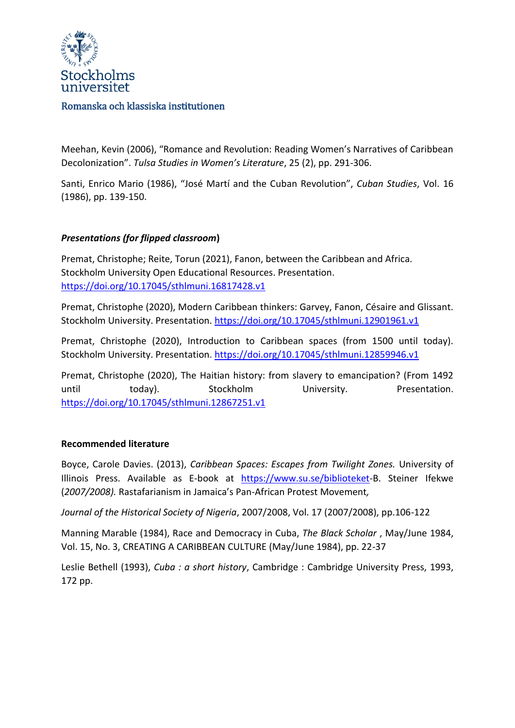Meehan, Kevin (2006), “Romance and Revolution: Reading Women’s Narratives of Caribbean Decolonization”. *Tulsa Studies in Women’s Literature*, 25 (2), pp. 291-306.

Santi, Enrico Mario (1986), “José Martí and the Cuban Revolution”, *Cuban Studies*, Vol. 16 (1986), pp. 139-150.

***Presentations (for flipped classroom)***

Premat, Christophe; Reite, Torun (2021), Fanon, between the Caribbean and Africa. Stockholm University Open Educational Resources. Presentation. https://doi.org/10.17045/sthlmuni.16817428.v1

Premat, Christophe (2020), Modern Caribbean thinkers: Garvey, Fanon, Césaire and Glissant. Stockholm University. Presentation. https://doi.org/10.17045/sthlmuni.12901961.v1

Premat, Christophe (2020), Introduction to Caribbean spaces (from 1500 until today). Stockholm University. Presentation. https://doi.org/10.17045/sthlmuni.12859946.v1

Premat, Christophe (2020), The Haitian history: from slavery to emancipation? (From 1492 until today). Stockholm University. Presentation. https://doi.org/10.17045/sthlmuni.12867251.v1

**Recommended literature**

Boyce, Carole Davies. (2013), *Caribbean Spaces: Escapes from Twilight Zones.* University of Illinois Press. Available as E-book at https://www.su.se/biblioteket-B. Steiner Ifekwe (*2007/2008).* Rastafarianism in Jamaica’s Pan-African Protest Movement*,*

*Journal of the Historical Society of Nigeria*, 2007/2008, Vol. 17 (2007/2008), pp.106-122

Manning Marable (1984), Race and Democracy in Cuba, *The Black Scholar* , May/June 1984, Vol. 15, No. 3, CREATING A CARIBBEAN CULTURE (May/June 1984), pp. 22-37

Leslie Bethell (1993), *Cuba : a short history*, Cambridge : Cambridge University Press, 1993, 172 pp.